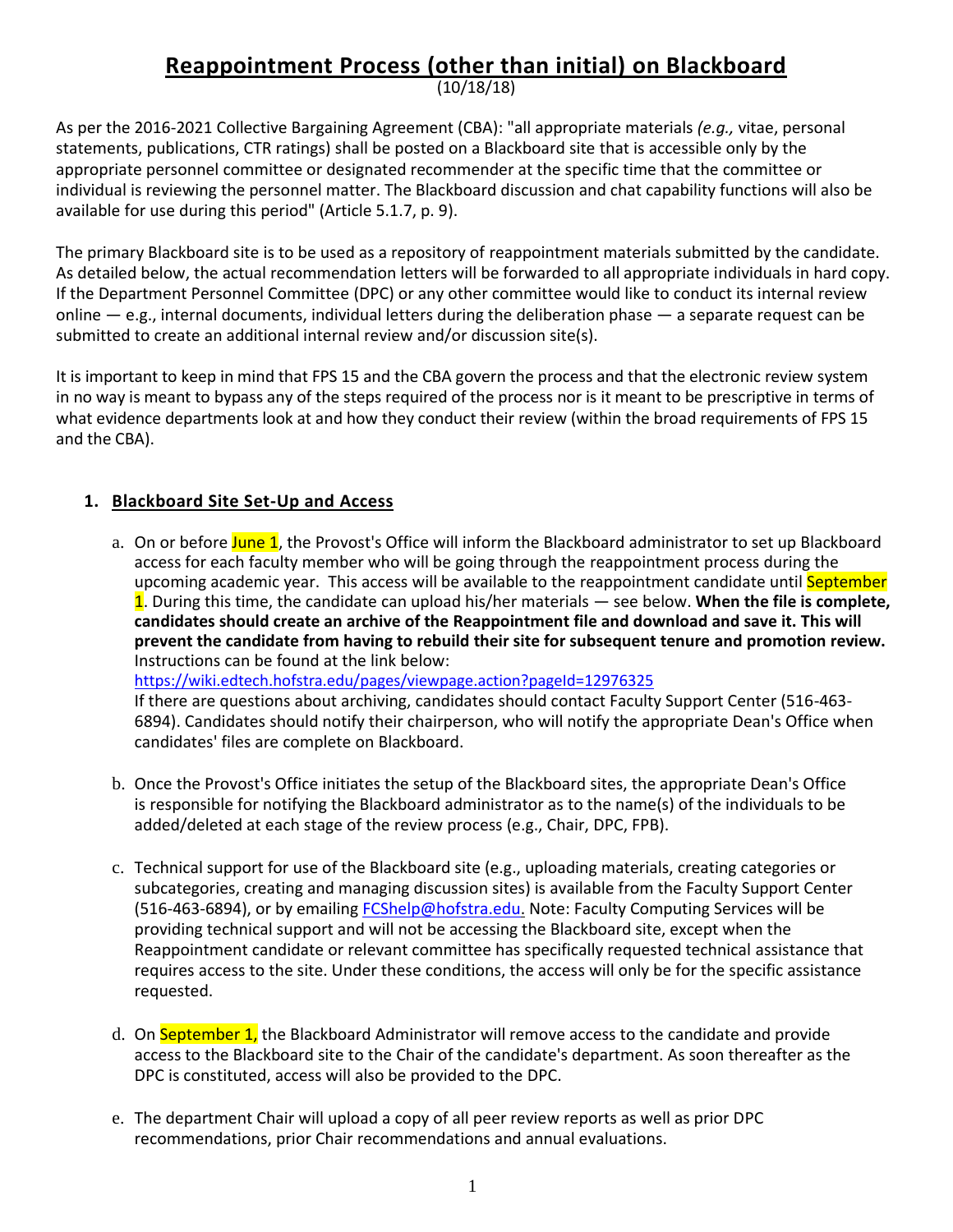# Reappointment Process (other than initial) on Blackboard

(10/18/18)

As per the 2016-2021 Collective Bargaining Agreement (CBA): "all appropriate materials *(e.g.,* vitae, personal statements, publications, CTR ratings) shall be posted on a Blackboard site that is accessible only by the appropriate personnel committee or designated recommender at the specific time that the committee or individual is reviewing the personnel matter. The Blackboard discussion and chat capability functions will also be available for use during this period" (Article 5.1.7, p. 9).

The primary Blackboard site is to be used as a repository of reappointment materials submitted by the candidate. As detailed below, the actual recommendation letters will be forwarded to all appropriate individuals in hard copy. If the Department Personnel Committee (DPC) or any other committee would like to conduct its internal review online — e.g., internal documents, individual letters during the deliberation phase — a separate request can be submitted to create an additional internal review and/or discussion site(s).

It is important to keep in mind that FPS 15 and the CBA govern the process and that the electronic review system in no way is meant to bypass any of the steps required of the process nor is it meant to be prescriptive in terms of what evidence departments look at and how they conduct their review (within the broad requirements of FPS 15 and the CBA).

## 1. Blackboard Site Set-Up and Access

a. On or before June 1, the Provost's Office will inform the Blackboard administrator to set up Blackboard access for each faculty member who will be going through the reappointment process during the upcoming academic year. This access will be available to the reappointment candidate until September 1. During this time, the candidate can upload his/her materials — see below. **When the file is complete, candidates should create an archive of the Reappointment file and download and save it. This will prevent the candidate from having to rebuild their site for subsequent tenure and promotion review.** Instructions can be found at the link below:
https://wiki.edtech.hofstra.edu/pages/viewpage.action?pageId=12976325
If there are questions about archiving, candidates should contact Faculty Support Center (516-463-6894). Candidates should notify their chairperson, who will notify the appropriate Dean's Office when candidates' files are complete on Blackboard.

b. Once the Provost's Office initiates the setup of the Blackboard sites, the appropriate Dean's Office is responsible for notifying the Blackboard administrator as to the name(s) of the individuals to be added/deleted at each stage of the review process (e.g., Chair, DPC, FPB).

c. Technical support for use of the Blackboard site (e.g., uploading materials, creating categories or subcategories, creating and managing discussion sites) is available from the Faculty Support Center (516-463-6894), or by emailing FCShelp@hofstra.edu. Note: Faculty Computing Services will be providing technical support and will not be accessing the Blackboard site, except when the Reappointment candidate or relevant committee has specifically requested technical assistance that requires access to the site. Under these conditions, the access will only be for the specific assistance requested.

d. On September 1, the Blackboard Administrator will remove access to the candidate and provide access to the Blackboard site to the Chair of the candidate's department. As soon thereafter as the DPC is constituted, access will also be provided to the DPC.

e. The department Chair will upload a copy of all peer review reports as well as prior DPC recommendations, prior Chair recommendations and annual evaluations.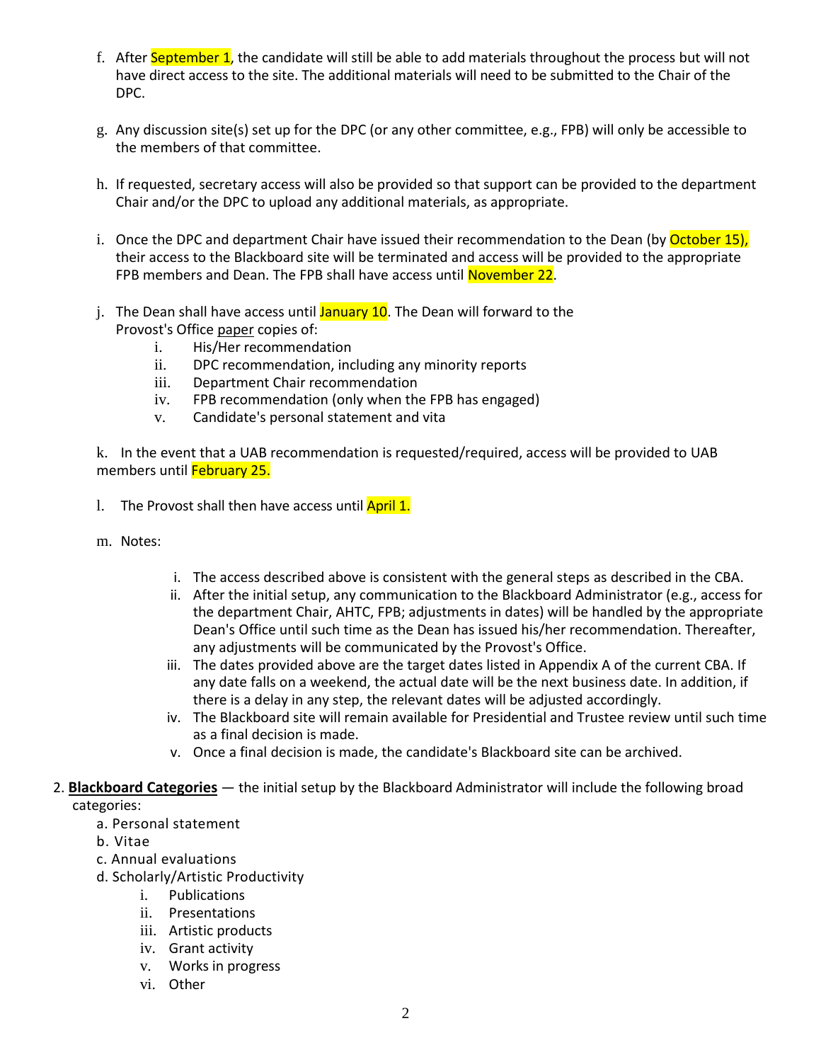f. After September 1, the candidate will still be able to add materials throughout the process but will not have direct access to the site. The additional materials will need to be submitted to the Chair of the DPC.

g. Any discussion site(s) set up for the DPC (or any other committee, e.g., FPB) will only be accessible to the members of that committee.

h. If requested, secretary access will also be provided so that support can be provided to the department Chair and/or the DPC to upload any additional materials, as appropriate.

i. Once the DPC and department Chair have issued their recommendation to the Dean (by October 15), their access to the Blackboard site will be terminated and access will be provided to the appropriate FPB members and Dean. The FPB shall have access until November 22.

j. The Dean shall have access until January 10. The Dean will forward to the Provost's Office paper copies of:

  i. His/Her recommendation
  ii. DPC recommendation, including any minority reports
  iii. Department Chair recommendation
  iv. FPB recommendation (only when the FPB has engaged)
  v. Candidate's personal statement and vita

k. In the event that a UAB recommendation is requested/required, access will be provided to UAB members until February 25.

l. The Provost shall then have access until April 1.

m. Notes:

  i. The access described above is consistent with the general steps as described in the CBA.
  ii. After the initial setup, any communication to the Blackboard Administrator (e.g., access for the department Chair, AHTC, FPB; adjustments in dates) will be handled by the appropriate Dean's Office until such time as the Dean has issued his/her recommendation. Thereafter, any adjustments will be communicated by the Provost's Office.
  iii. The dates provided above are the target dates listed in Appendix A of the current CBA. If any date falls on a weekend, the actual date will be the next business date. In addition, if there is a delay in any step, the relevant dates will be adjusted accordingly.
  iv. The Blackboard site will remain available for Presidential and Trustee review until such time as a final decision is made.
  v. Once a final decision is made, the candidate's Blackboard site can be archived.

2. **Blackboard Categories** — the initial setup by the Blackboard Administrator will include the following broad categories:

  a. Personal statement
  b. Vitae
  c. Annual evaluations
  d. Scholarly/Artistic Productivity
    i. Publications
    ii. Presentations
    iii. Artistic products
    iv. Grant activity
    v. Works in progress
    vi. Other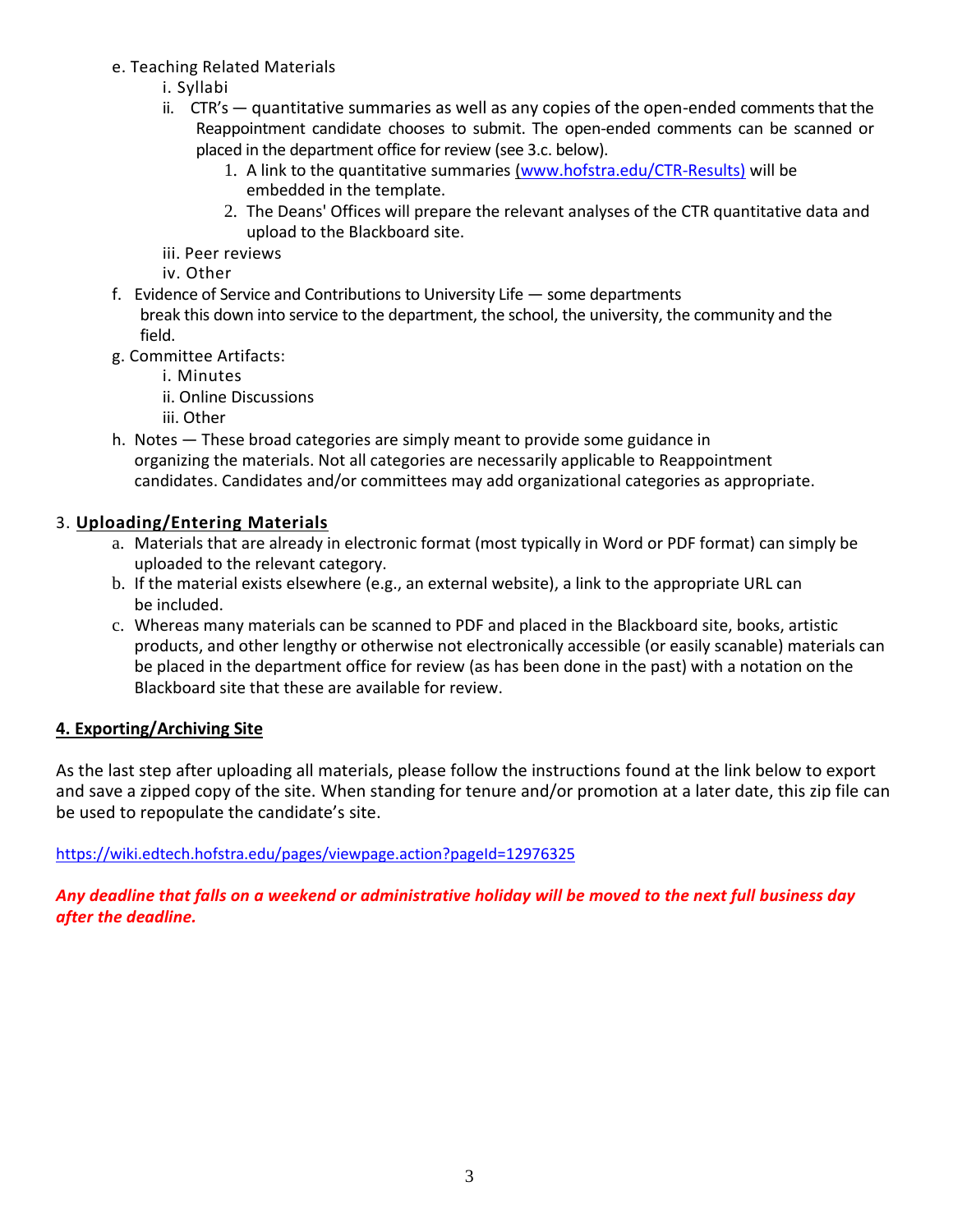e. Teaching Related Materials

   i. Syllabi

   ii. CTR's — quantitative summaries as well as any copies of the open-ended comments that the Reappointment candidate chooses to submit. The open-ended comments can be scanned or placed in the department office for review (see 3.c. below).

      1. A link to the quantitative summaries (www.hofstra.edu/CTR-Results) will be embedded in the template.
      2. The Deans' Offices will prepare the relevant analyses of the CTR quantitative data and upload to the Blackboard site.

   iii. Peer reviews

   iv. Other

f. Evidence of Service and Contributions to University Life — some departments break this down into service to the department, the school, the university, the community and the field.

g. Committee Artifacts:

   i. Minutes

   ii. Online Discussions

   iii. Other

h. Notes — These broad categories are simply meant to provide some guidance in organizing the materials. Not all categories are necessarily applicable to Reappointment candidates. Candidates and/or committees may add organizational categories as appropriate.

3. **Uploading/Entering Materials**

   a. Materials that are already in electronic format (most typically in Word or PDF format) can simply be uploaded to the relevant category.

   b. If the material exists elsewhere (e.g., an external website), a link to the appropriate URL can be included.

   c. Whereas many materials can be scanned to PDF and placed in the Blackboard site, books, artistic products, and other lengthy or otherwise not electronically accessible (or easily scanable) materials can be placed in the department office for review (as has been done in the past) with a notation on the Blackboard site that these are available for review.

**4. Exporting/Archiving Site**

As the last step after uploading all materials, please follow the instructions found at the link below to export and save a zipped copy of the site. When standing for tenure and/or promotion at a later date, this zip file can be used to repopulate the candidate's site.

https://wiki.edtech.hofstra.edu/pages/viewpage.action?pageId=12976325

***Any deadline that falls on a weekend or administrative holiday will be moved to the next full business day after the deadline.***